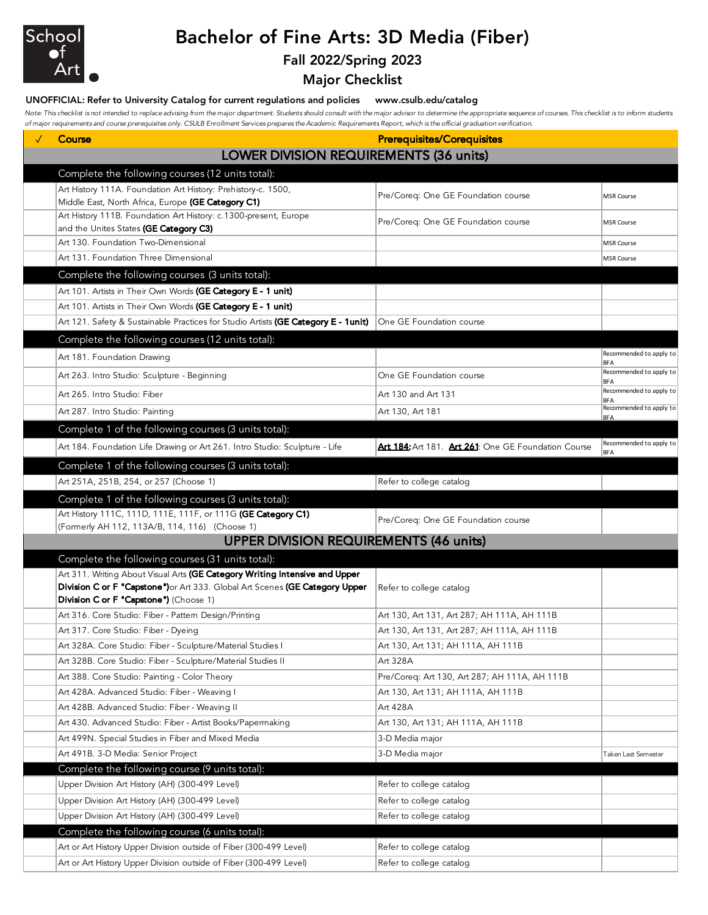School of Art

# Bachelor of Fine Arts: 3D Media (Fiber)

## Fall 2022/Spring 2023

## Major Checklist

**UNOFFICIAL: Refer to University Catalog for current regulations and policies www.csulb.edu/catalog**

*Note: This checklist is not intended to replace advising from the major department. Students should consult with the major advisor to determine the appropriate sequence of courses. This checklist is to inform students of major requirements and course prerequisites only. CSULB Enrollment Services prepares the Academic Requirements Report, which is the official graduation verification.*

| ✓ | Course | Prerequisites/Corequisites | |
|---|---|---|---|
| | **LOWER DIVISION REQUIREMENTS (36 units)** | | |
| | Complete the following courses (12 units total): | | |
| | Art History 111A. Foundation Art History: Prehistory-c. 1500, Middle East, North Africa, Europe **(GE Category C1)** | Pre/Coreq: One GE Foundation course | MSR Course |
| | Art History 111B. Foundation Art History: c.1300-present, Europe and the Unites States **(GE Category C3)** | Pre/Coreq: One GE Foundation course | MSR Course |
| | Art 130. Foundation Two-Dimensional | | MSR Course |
| | Art 131. Foundation Three Dimensional | | MSR Course |
| | Complete the following courses (3 units total): | | |
| | Art 101. Artists in Their Own Words **(GE Category E - 1 unit)** | | |
| | Art 101. Artists in Their Own Words **(GE Category E - 1 unit)** | | |
| | Art 121. Safety & Sustainable Practices for Studio Artists **(GE Category E - 1unit)** | One GE Foundation course | |
| | Complete the following courses (12 units total): | | |
| | Art 181. Foundation Drawing | | Recommended to apply to BFA |
| | Art 263. Intro Studio: Sculpture - Beginning | One GE Foundation course | Recommended to apply to BFA |
| | Art 265. Intro Studio: Fiber | Art 130 and Art 131 | Recommended to apply to BFA |
| | Art 287. Intro Studio: Painting | Art 130, Art 181 | Recommended to apply to BFA |
| | Complete 1 of the following courses (3 units total): | | |
| | Art 184. Foundation Life Drawing or Art 261. Intro Studio: Sculpture - Life | **Art 184**: Art 181. **Art 261**: One GE Foundation Course | Recommended to apply to BFA |
| | Complete 1 of the following courses (3 units total): | | |
| | Art 251A, 251B, 254, or 257 (Choose 1) | Refer to college catalog | |
| | Complete 1 of the following courses (3 units total): | | |
| | Art History 111C, 111D, 111E, 111F, or 111G **(GE Category C1)** (Formerly AH 112, 113A/B, 114, 116) (Choose 1) | Pre/Coreq: One GE Foundation course | |
| | **UPPER DIVISION REQUIREMENTS (46 units)** | | |
| | Complete the following courses (31 units total): | | |
| | Art 311. Writing About Visual Arts **(GE Category Writing Intensive and Upper Division C or F "Capstone")** or Art 333. Global Art Scenes **(GE Category Upper Division C or F "Capstone")** (Choose 1) | Refer to college catalog | |
| | Art 316. Core Studio: Fiber - Pattern Design/Printing | Art 130, Art 131, Art 287; AH 111A, AH 111B | |
| | Art 317. Core Studio: Fiber - Dyeing | Art 130, Art 131, Art 287; AH 111A, AH 111B | |
| | Art 328A. Core Studio: Fiber - Sculpture/Material Studies I | Art 130, Art 131; AH 111A, AH 111B | |
| | Art 328B. Core Studio: Fiber - Sculpture/Material Studies II | Art 328A | |
| | Art 388. Core Studio: Painting - Color Theory | Pre/Coreq: Art 130, Art 287; AH 111A, AH 111B | |
| | Art 428A. Advanced Studio: Fiber - Weaving I | Art 130, Art 131; AH 111A, AH 111B | |
| | Art 428B. Advanced Studio: Fiber - Weaving II | Art 428A | |
| | Art 430. Advanced Studio: Fiber - Artist Books/Papermaking | Art 130, Art 131; AH 111A, AH 111B | |
| | Art 499N. Special Studies in Fiber and Mixed Media | 3-D Media major | |
| | Art 491B. 3-D Media: Senior Project | 3-D Media major | Taken Last Semester |
| | Complete the following course (9 units total): | | |
| | Upper Division Art History (AH) (300-499 Level) | Refer to college catalog | |
| | Upper Division Art History (AH) (300-499 Level) | Refer to college catalog | |
| | Upper Division Art History (AH) (300-499 Level) | Refer to college catalog | |
| | Complete the following course (6 units total): | | |
| | Art or Art History Upper Division outside of Fiber (300-499 Level) | Refer to college catalog | |
| | Art or Art History Upper Division outside of Fiber (300-499 Level) | Refer to college catalog | |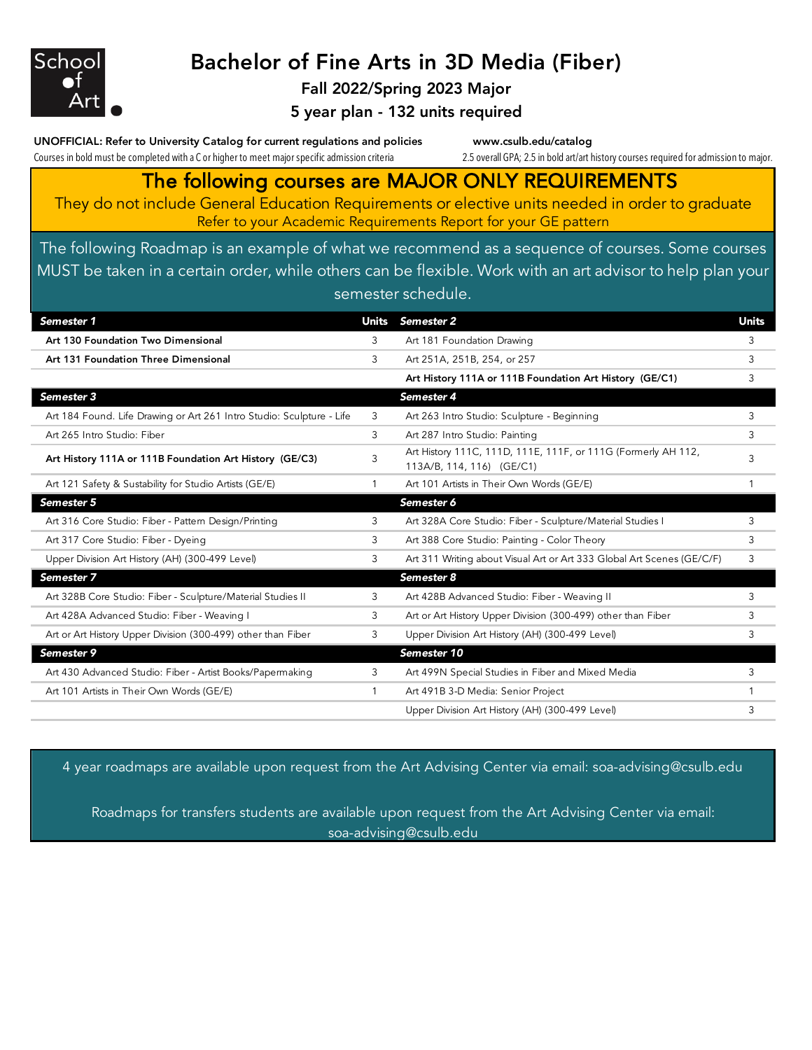School of Art

# Bachelor of Fine Arts in 3D Media (Fiber)

## Fall 2022/Spring 2023 Major

## 5 year plan - 132 units required

**UNOFFICIAL: Refer to University Catalog for current regulations and policies** **www.csulb.edu/catalog**

Courses in bold must be completed with a C or higher to meet major specific admission criteria 2.5 overall GPA; 2.5 in bold art/art history courses required for admission to major.

## The following courses are MAJOR ONLY REQUIREMENTS

They do not include General Education Requirements or elective units needed in order to graduate

Refer to your Academic Requirements Report for your GE pattern

The following Roadmap is an example of what we recommend as a sequence of courses. Some courses MUST be taken in a certain order, while others can be flexible. Work with an art advisor to help plan your semester schedule.

| ***Semester 1*** | **Units** | ***Semester 2*** | **Units** |
|---|---|---|---|
| **Art 130 Foundation Two Dimensional** | 3 | Art 181 Foundation Drawing | 3 |
| **Art 131 Foundation Three Dimensional** | 3 | Art 251A, 251B, 254, or 257 | 3 |
| | | **Art History 111A or 111B Foundation Art History (GE/C1)** | 3 |
| ***Semester 3*** | | ***Semester 4*** | |
| Art 184 Found. Life Drawing or Art 261 Intro Studio: Sculpture - Life | 3 | Art 263 Intro Studio: Sculpture - Beginning | 3 |
| Art 265 Intro Studio: Fiber | 3 | Art 287 Intro Studio: Painting | 3 |
| **Art History 111A or 111B Foundation Art History (GE/C3)** | 3 | Art History 111C, 111D, 111E, 111F, or 111G (Formerly AH 112, 113A/B, 114, 116) (GE/C1) | 3 |
| Art 121 Safety & Sustability for Studio Artists (GE/E) | 1 | Art 101 Artists in Their Own Words (GE/E) | 1 |
| ***Semester 5*** | | ***Semester 6*** | |
| Art 316 Core Studio: Fiber - Pattern Design/Printing | 3 | Art 328A Core Studio: Fiber - Sculpture/Material Studies I | 3 |
| Art 317 Core Studio: Fiber - Dyeing | 3 | Art 388 Core Studio: Painting - Color Theory | 3 |
| Upper Division Art History (AH) (300-499 Level) | 3 | Art 311 Writing about Visual Art or Art 333 Global Art Scenes (GE/C/F) | 3 |
| ***Semester 7*** | | ***Semester 8*** | |
| Art 328B Core Studio: Fiber - Sculpture/Material Studies II | 3 | Art 428B Advanced Studio: Fiber - Weaving II | 3 |
| Art 428A Advanced Studio: Fiber - Weaving I | 3 | Art or Art History Upper Division (300-499) other than Fiber | 3 |
| Art or Art History Upper Division (300-499) other than Fiber | 3 | Upper Division Art History (AH) (300-499 Level) | 3 |
| ***Semester 9*** | | ***Semester 10*** | |
| Art 430 Advanced Studio: Fiber - Artist Books/Papermaking | 3 | Art 499N Special Studies in Fiber and Mixed Media | 3 |
| Art 101 Artists in Their Own Words (GE/E) | 1 | Art 491B 3-D Media: Senior Project | 1 |
| | | Upper Division Art History (AH) (300-499 Level) | 3 |

4 year roadmaps are available upon request from the Art Advising Center via email: soa-advising@csulb.edu

Roadmaps for transfers students are available upon request from the Art Advising Center via email: soa-advising@csulb.edu